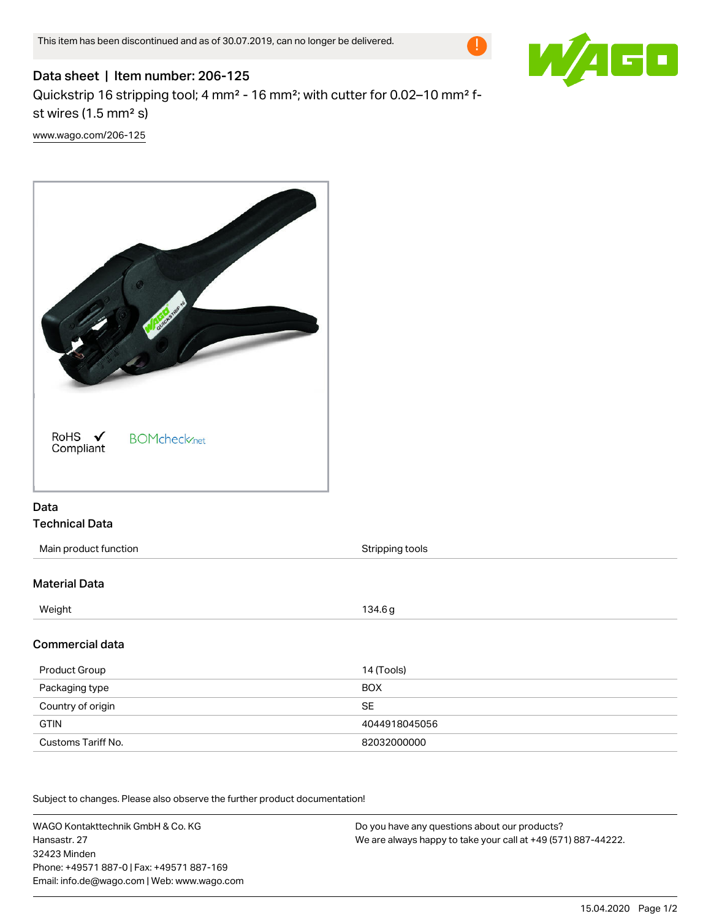This item has been discontinued and as of 30.07.2019, can no longer be delivered.

# Data sheet | Item number: 206-125

Quickstrip 16 stripping tool; 4 mm² - 16 mm²; with cutter for 0.02–10 mm² f-st wires (1.5 mm² s)

www.wago.com/206-125

RoHS ✓ Compliant

BOMcheck.net

## Data

### Technical Data

| | |
|---|---|
| Main product function | Stripping tools |

### Material Data

| | |
|---|---|
| Weight | 134.6 g |

### Commercial data

| | |
|---|---|
| Product Group | 14 (Tools) |
| Packaging type | BOX |
| Country of origin | SE |
| GTIN | 4044918045056 |
| Customs Tariff No. | 82032000000 |

Subject to changes. Please also observe the further product documentation!

WAGO Kontakttechnik GmbH & Co. KG
Hansastr. 27
32423 Minden
Phone: +49571 887-0 | Fax: +49571 887-169
Email: info.de@wago.com | Web: www.wago.com

Do you have any questions about our products?
We are always happy to take your call at +49 (571) 887-44222.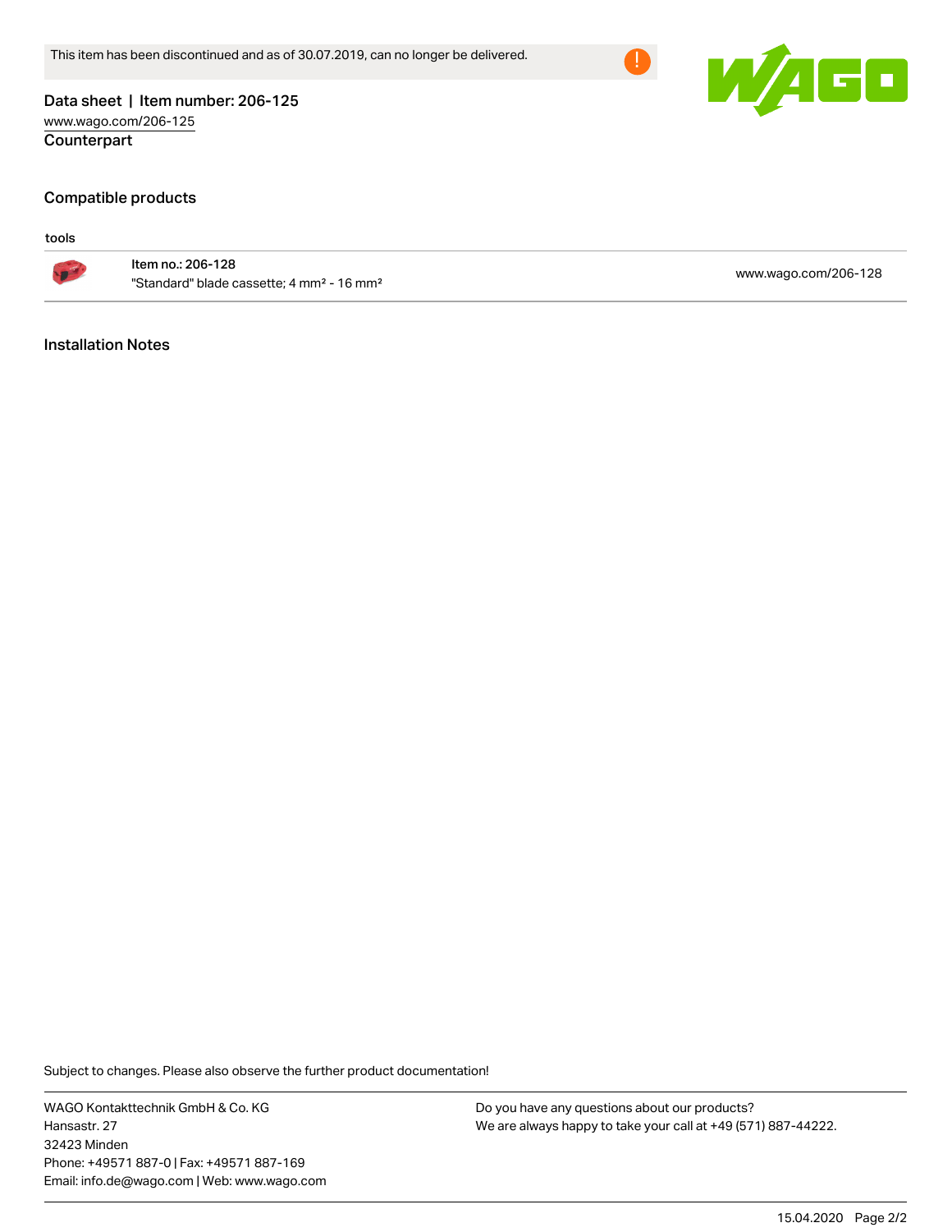This item has been discontinued and as of 30.07.2019, can no longer be delivered.

Data sheet | Item number: 206-125

www.wago.com/206-125

Counterpart

## Compatible products

tools

| | | |
|---|---|---|
| | Item no.: 206-128<br>"Standard" blade cassette; 4 mm² - 16 mm² | www.wago.com/206-128 |

## Installation Notes

Subject to changes. Please also observe the further product documentation!

WAGO Kontakttechnik GmbH & Co. KG
Hansastr. 27
32423 Minden
Phone: +49571 887-0 | Fax: +49571 887-169
Email: info.de@wago.com | Web: www.wago.com

Do you have any questions about our products?
We are always happy to take your call at +49 (571) 887-44222.

15.04.2020